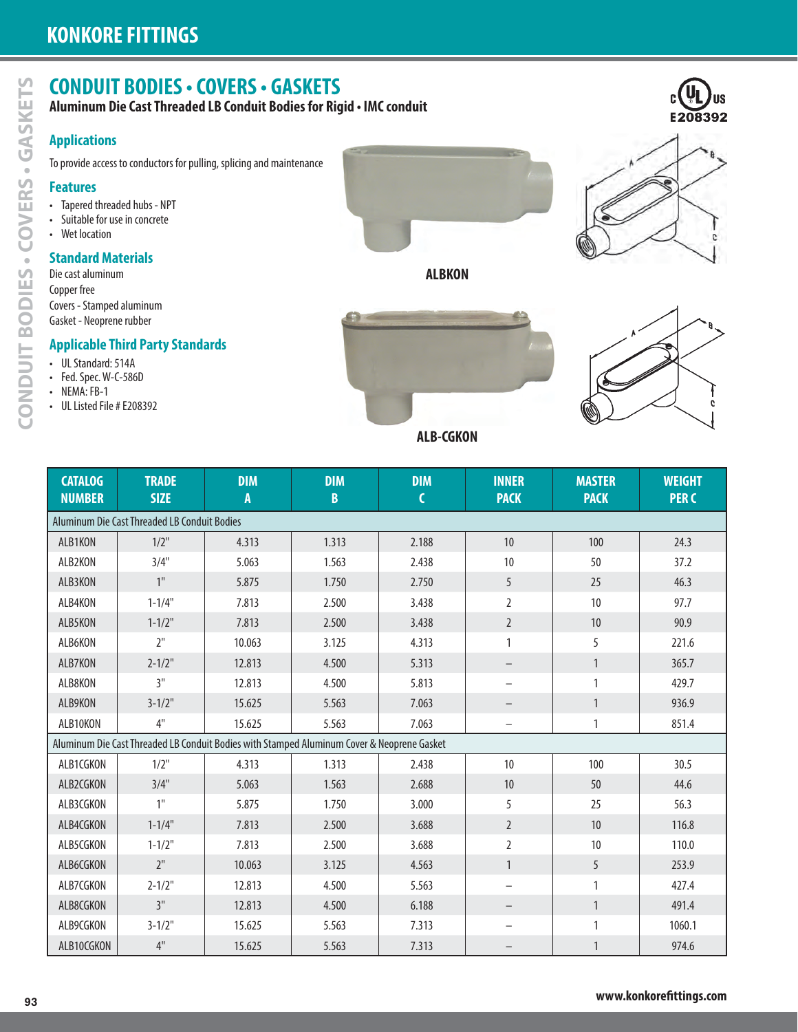# CONDUIT BODIES • COVERS • GASKETS

**Aluminum Die Cast Threaded LB Conduit Bodies for Rigid • IMC conduit**

c UL us E208392

## Applications

To provide access to conductors for pulling, splicing and maintenance

## Features

- Tapered threaded hubs - NPT
- Suitable for use in concrete
- Wet location

## Standard Materials

Die cast aluminum
Copper free
Covers - Stamped aluminum
Gasket - Neoprene rubber

## Applicable Third Party Standards

- UL Standard: 514A
- Fed. Spec. W-C-586D
- NEMA: FB-1
- UL Listed File # E208392

**ALBKON**

**ALB-CGKON**

| CATALOG NUMBER | TRADE SIZE | DIM A | DIM B | DIM C | INNER PACK | MASTER PACK | WEIGHT PER C |
|---|---|---|---|---|---|---|---|
| Aluminum Die Cast Threaded LB Conduit Bodies | | | | | | | |
| ALB1KON | 1/2" | 4.313 | 1.313 | 2.188 | 10 | 100 | 24.3 |
| ALB2KON | 3/4" | 5.063 | 1.563 | 2.438 | 10 | 50 | 37.2 |
| ALB3KON | 1" | 5.875 | 1.750 | 2.750 | 5 | 25 | 46.3 |
| ALB4KON | 1-1/4" | 7.813 | 2.500 | 3.438 | 2 | 10 | 97.7 |
| ALB5KON | 1-1/2" | 7.813 | 2.500 | 3.438 | 2 | 10 | 90.9 |
| ALB6KON | 2" | 10.063 | 3.125 | 4.313 | 1 | 5 | 221.6 |
| ALB7KON | 2-1/2" | 12.813 | 4.500 | 5.313 | – | 1 | 365.7 |
| ALB8KON | 3" | 12.813 | 4.500 | 5.813 | – | 1 | 429.7 |
| ALB9KON | 3-1/2" | 15.625 | 5.563 | 7.063 | – | 1 | 936.9 |
| ALB10KON | 4" | 15.625 | 5.563 | 7.063 | – | 1 | 851.4 |
| Aluminum Die Cast Threaded LB Conduit Bodies with Stamped Aluminum Cover & Neoprene Gasket | | | | | | | |
| ALB1CGKON | 1/2" | 4.313 | 1.313 | 2.438 | 10 | 100 | 30.5 |
| ALB2CGKON | 3/4" | 5.063 | 1.563 | 2.688 | 10 | 50 | 44.6 |
| ALB3CGKON | 1" | 5.875 | 1.750 | 3.000 | 5 | 25 | 56.3 |
| ALB4CGKON | 1-1/4" | 7.813 | 2.500 | 3.688 | 2 | 10 | 116.8 |
| ALB5CGKON | 1-1/2" | 7.813 | 2.500 | 3.688 | 2 | 10 | 110.0 |
| ALB6CGKON | 2" | 10.063 | 3.125 | 4.563 | 1 | 5 | 253.9 |
| ALB7CGKON | 2-1/2" | 12.813 | 4.500 | 5.563 | – | 1 | 427.4 |
| ALB8CGKON | 3" | 12.813 | 4.500 | 6.188 | – | 1 | 491.4 |
| ALB9CGKON | 3-1/2" | 15.625 | 5.563 | 7.313 | – | 1 | 1060.1 |
| ALB10CGKON | 4" | 15.625 | 5.563 | 7.313 | – | 1 | 974.6 |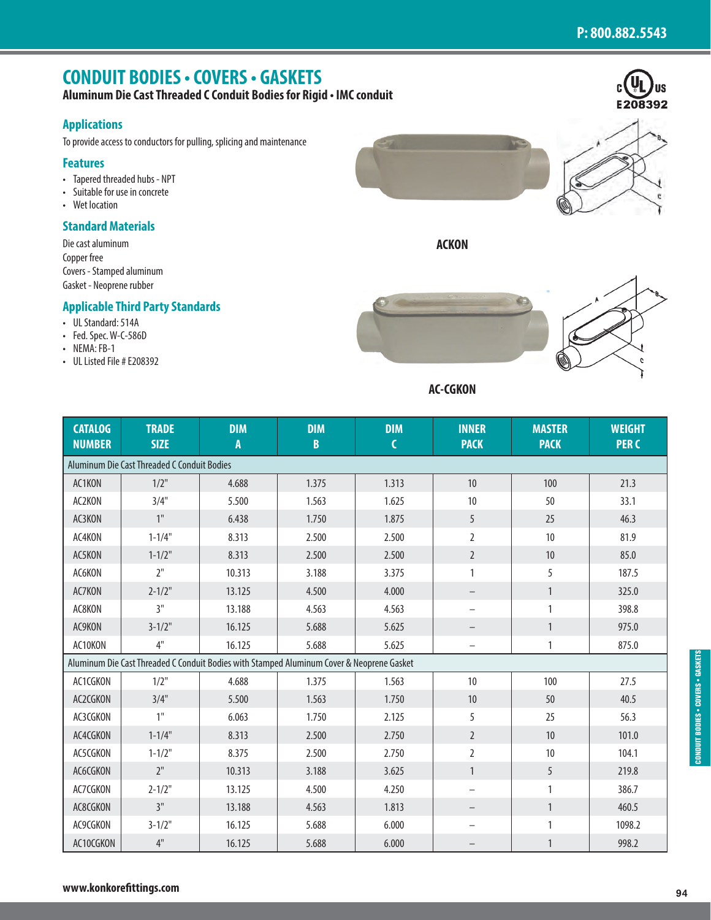# CONDUIT BODIES • COVERS • GASKETS

**Aluminum Die Cast Threaded C Conduit Bodies for Rigid • IMC conduit**

c UL us E208392

## Applications

To provide access to conductors for pulling, splicing and maintenance

## Features

- Tapered threaded hubs - NPT
- Suitable for use in concrete
- Wet location

## Standard Materials

Die cast aluminum
Copper free
Covers - Stamped aluminum
Gasket - Neoprene rubber

## Applicable Third Party Standards

- UL Standard: 514A
- Fed. Spec. W-C-586D
- NEMA: FB-1
- UL Listed File # E208392

**ACKON**

**AC-CGKON**

| CATALOG NUMBER | TRADE SIZE | DIM A | DIM B | DIM C | INNER PACK | MASTER PACK | WEIGHT PER C |
|---|---|---|---|---|---|---|---|
| Aluminum Die Cast Threaded C Conduit Bodies | | | | | | | |
| AC1KON | 1/2" | 4.688 | 1.375 | 1.313 | 10 | 100 | 21.3 |
| AC2KON | 3/4" | 5.500 | 1.563 | 1.625 | 10 | 50 | 33.1 |
| AC3KON | 1" | 6.438 | 1.750 | 1.875 | 5 | 25 | 46.3 |
| AC4KON | 1-1/4" | 8.313 | 2.500 | 2.500 | 2 | 10 | 81.9 |
| AC5KON | 1-1/2" | 8.313 | 2.500 | 2.500 | 2 | 10 | 85.0 |
| AC6KON | 2" | 10.313 | 3.188 | 3.375 | 1 | 5 | 187.5 |
| AC7KON | 2-1/2" | 13.125 | 4.500 | 4.000 | – | 1 | 325.0 |
| AC8KON | 3" | 13.188 | 4.563 | 4.563 | – | 1 | 398.8 |
| AC9KON | 3-1/2" | 16.125 | 5.688 | 5.625 | – | 1 | 975.0 |
| AC10KON | 4" | 16.125 | 5.688 | 5.625 | – | 1 | 875.0 |
| Aluminum Die Cast Threaded C Conduit Bodies with Stamped Aluminum Cover & Neoprene Gasket | | | | | | | |
| AC1CGKON | 1/2" | 4.688 | 1.375 | 1.563 | 10 | 100 | 27.5 |
| AC2CGKON | 3/4" | 5.500 | 1.563 | 1.750 | 10 | 50 | 40.5 |
| AC3CGKON | 1" | 6.063 | 1.750 | 2.125 | 5 | 25 | 56.3 |
| AC4CGKON | 1-1/4" | 8.313 | 2.500 | 2.750 | 2 | 10 | 101.0 |
| AC5CGKON | 1-1/2" | 8.375 | 2.500 | 2.750 | 2 | 10 | 104.1 |
| AC6CGKON | 2" | 10.313 | 3.188 | 3.625 | 1 | 5 | 219.8 |
| AC7CGKON | 2-1/2" | 13.125 | 4.500 | 4.250 | – | 1 | 386.7 |
| AC8CGKON | 3" | 13.188 | 4.563 | 1.813 | – | 1 | 460.5 |
| AC9CGKON | 3-1/2" | 16.125 | 5.688 | 6.000 | – | 1 | 1098.2 |
| AC10CGKON | 4" | 16.125 | 5.688 | 6.000 | – | 1 | 998.2 |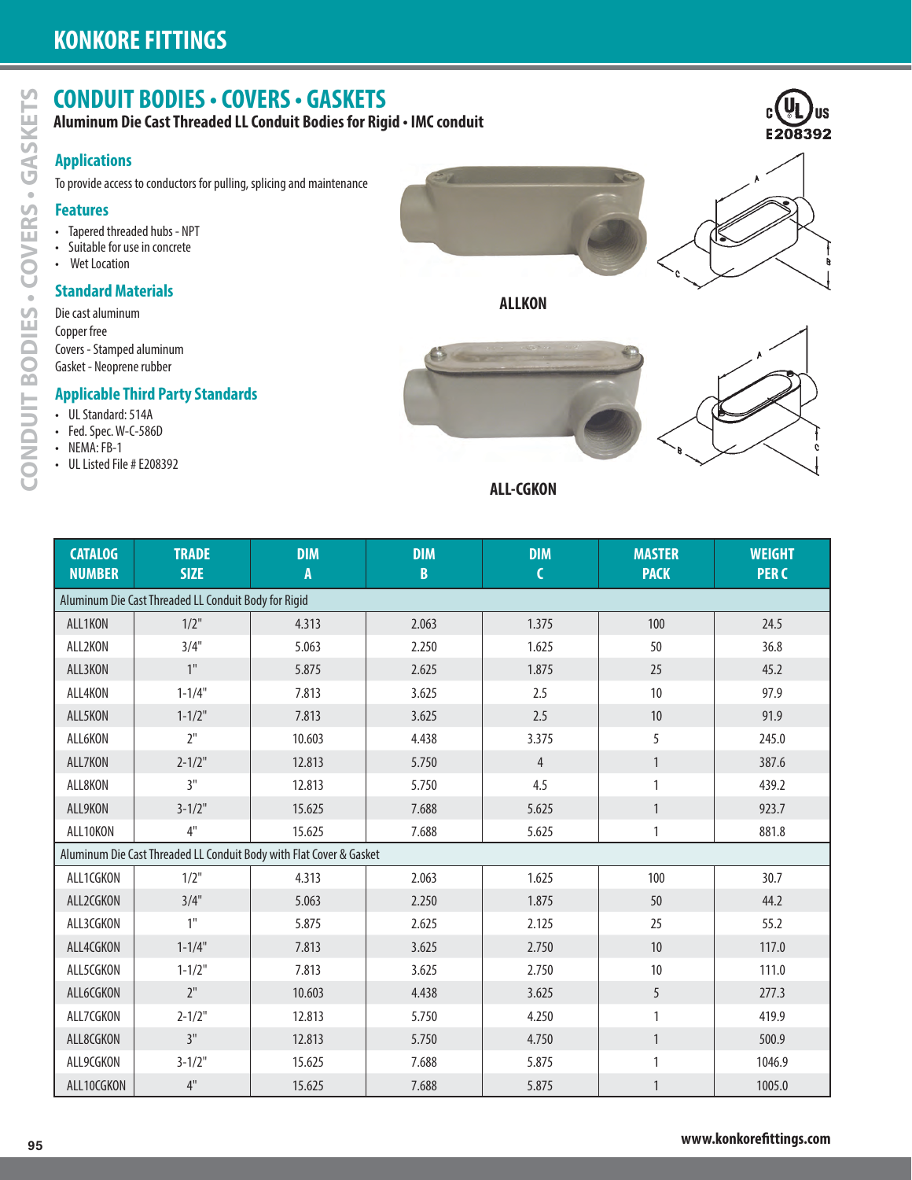# KONKORE FITTINGS

## CONDUIT BODIES • COVERS • GASKETS

**Aluminum Die Cast Threaded LL Conduit Bodies for Rigid • IMC conduit**

c UL us E208392

### Applications

To provide access to conductors for pulling, splicing and maintenance

### Features

- Tapered threaded hubs - NPT
- Suitable for use in concrete
- Wet Location

### Standard Materials

Die cast aluminum
Copper free
Covers - Stamped aluminum
Gasket - Neoprene rubber

### Applicable Third Party Standards

- UL Standard: 514A
- Fed. Spec. W-C-586D
- NEMA: FB-1
- UL Listed File # E208392

ALLKON

ALL-CGKON

| CATALOG NUMBER | TRADE SIZE | DIM A | DIM B | DIM C | MASTER PACK | WEIGHT PER C |
|---|---|---|---|---|---|---|
| Aluminum Die Cast Threaded LL Conduit Body for Rigid | | | | | | |
| ALL1KON | 1/2" | 4.313 | 2.063 | 1.375 | 100 | 24.5 |
| ALL2KON | 3/4" | 5.063 | 2.250 | 1.625 | 50 | 36.8 |
| ALL3KON | 1" | 5.875 | 2.625 | 1.875 | 25 | 45.2 |
| ALL4KON | 1-1/4" | 7.813 | 3.625 | 2.5 | 10 | 97.9 |
| ALL5KON | 1-1/2" | 7.813 | 3.625 | 2.5 | 10 | 91.9 |
| ALL6KON | 2" | 10.603 | 4.438 | 3.375 | 5 | 245.0 |
| ALL7KON | 2-1/2" | 12.813 | 5.750 | 4 | 1 | 387.6 |
| ALL8KON | 3" | 12.813 | 5.750 | 4.5 | 1 | 439.2 |
| ALL9KON | 3-1/2" | 15.625 | 7.688 | 5.625 | 1 | 923.7 |
| ALL10KON | 4" | 15.625 | 7.688 | 5.625 | 1 | 881.8 |
| Aluminum Die Cast Threaded LL Conduit Body with Flat Cover & Gasket | | | | | | |
| ALL1CGKON | 1/2" | 4.313 | 2.063 | 1.625 | 100 | 30.7 |
| ALL2CGKON | 3/4" | 5.063 | 2.250 | 1.875 | 50 | 44.2 |
| ALL3CGKON | 1" | 5.875 | 2.625 | 2.125 | 25 | 55.2 |
| ALL4CGKON | 1-1/4" | 7.813 | 3.625 | 2.750 | 10 | 117.0 |
| ALL5CGKON | 1-1/2" | 7.813 | 3.625 | 2.750 | 10 | 111.0 |
| ALL6CGKON | 2" | 10.603 | 4.438 | 3.625 | 5 | 277.3 |
| ALL7CGKON | 2-1/2" | 12.813 | 5.750 | 4.250 | 1 | 419.9 |
| ALL8CGKON | 3" | 12.813 | 5.750 | 4.750 | 1 | 500.9 |
| ALL9CGKON | 3-1/2" | 15.625 | 7.688 | 5.875 | 1 | 1046.9 |
| ALL10CGKON | 4" | 15.625 | 7.688 | 5.875 | 1 | 1005.0 |

www.konkorefittings.com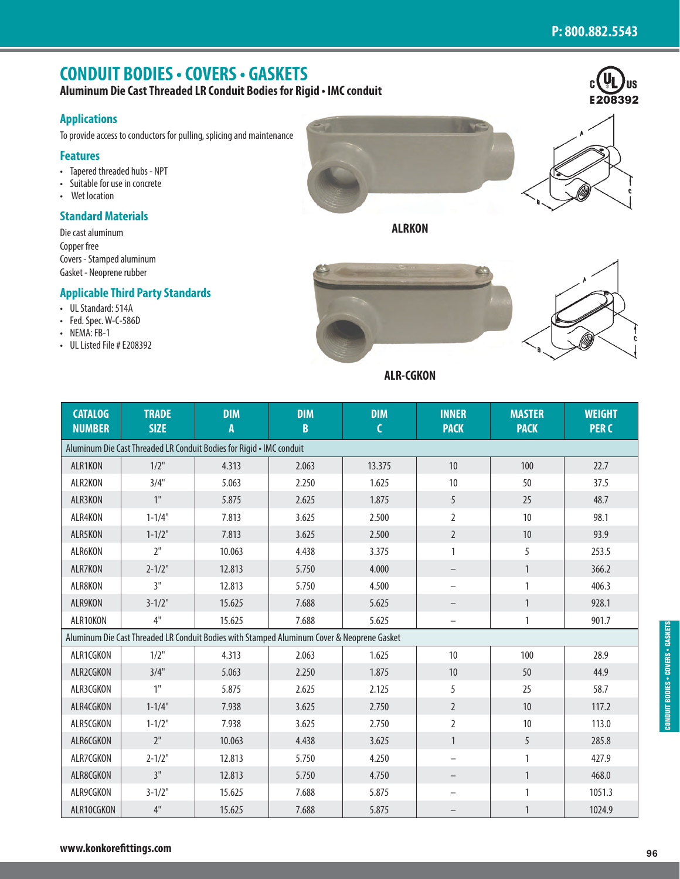# CONDUIT BODIES • COVERS • GASKETS

**Aluminum Die Cast Threaded LR Conduit Bodies for Rigid • IMC conduit**

E208392

## Applications

To provide access to conductors for pulling, splicing and maintenance

## Features

- Tapered threaded hubs - NPT
- Suitable for use in concrete
- Wet location

## Standard Materials

Die cast aluminum
Copper free
Covers - Stamped aluminum
Gasket - Neoprene rubber

## Applicable Third Party Standards

- UL Standard: 514A
- Fed. Spec. W-C-586D
- NEMA: FB-1
- UL Listed File # E208392

**ALRKON**

**ALR-CGKON**

| CATALOG NUMBER | TRADE SIZE | DIM A | DIM B | DIM C | INNER PACK | MASTER PACK | WEIGHT PER C |
|---|---|---|---|---|---|---|---|
| Aluminum Die Cast Threaded LR Conduit Bodies for Rigid • IMC conduit | | | | | | | |
| ALR1KON | 1/2" | 4.313 | 2.063 | 13.375 | 10 | 100 | 22.7 |
| ALR2KON | 3/4" | 5.063 | 2.250 | 1.625 | 10 | 50 | 37.5 |
| ALR3KON | 1" | 5.875 | 2.625 | 1.875 | 5 | 25 | 48.7 |
| ALR4KON | 1-1/4" | 7.813 | 3.625 | 2.500 | 2 | 10 | 98.1 |
| ALR5KON | 1-1/2" | 7.813 | 3.625 | 2.500 | 2 | 10 | 93.9 |
| ALR6KON | 2" | 10.063 | 4.438 | 3.375 | 1 | 5 | 253.5 |
| ALR7KON | 2-1/2" | 12.813 | 5.750 | 4.000 | – | 1 | 366.2 |
| ALR8KON | 3" | 12.813 | 5.750 | 4.500 | – | 1 | 406.3 |
| ALR9KON | 3-1/2" | 15.625 | 7.688 | 5.625 | – | 1 | 928.1 |
| ALR10KON | 4" | 15.625 | 7.688 | 5.625 | – | 1 | 901.7 |
| Aluminum Die Cast Threaded LR Conduit Bodies with Stamped Aluminum Cover & Neoprene Gasket | | | | | | | |
| ALR1CGKON | 1/2" | 4.313 | 2.063 | 1.625 | 10 | 100 | 28.9 |
| ALR2CGKON | 3/4" | 5.063 | 2.250 | 1.875 | 10 | 50 | 44.9 |
| ALR3CGKON | 1" | 5.875 | 2.625 | 2.125 | 5 | 25 | 58.7 |
| ALR4CGKON | 1-1/4" | 7.938 | 3.625 | 2.750 | 2 | 10 | 117.2 |
| ALR5CGKON | 1-1/2" | 7.938 | 3.625 | 2.750 | 2 | 10 | 113.0 |
| ALR6CGKON | 2" | 10.063 | 4.438 | 3.625 | 1 | 5 | 285.8 |
| ALR7CGKON | 2-1/2" | 12.813 | 5.750 | 4.250 | – | 1 | 427.9 |
| ALR8CGKON | 3" | 12.813 | 5.750 | 4.750 | – | 1 | 468.0 |
| ALR9CGKON | 3-1/2" | 15.625 | 7.688 | 5.875 | – | 1 | 1051.3 |
| ALR10CGKON | 4" | 15.625 | 7.688 | 5.875 | – | 1 | 1024.9 |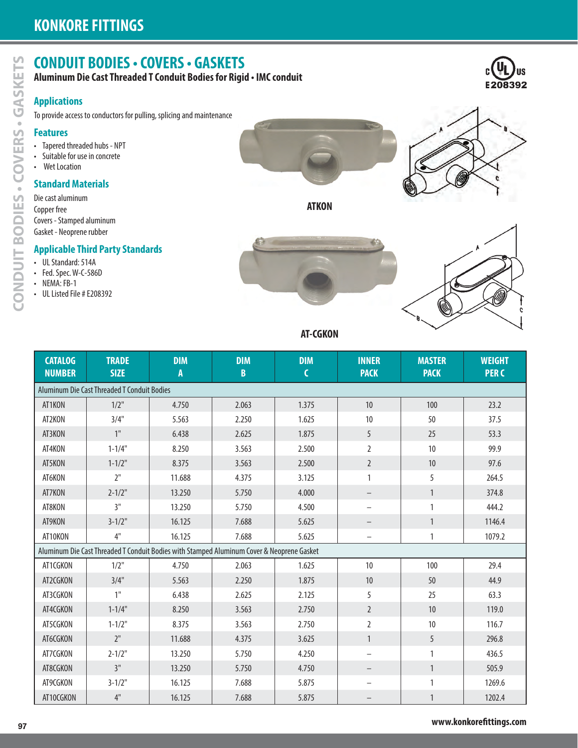# CONDUIT BODIES • COVERS • GASKETS

**Aluminum Die Cast Threaded T Conduit Bodies for Rigid • IMC conduit**

## Applications

To provide access to conductors for pulling, splicing and maintenance

## Features

- Tapered threaded hubs - NPT
- Suitable for use in concrete
- Wet Location

## Standard Materials

Die cast aluminum
Copper free
Covers - Stamped aluminum
Gasket - Neoprene rubber

## Applicable Third Party Standards

- UL Standard: 514A
- Fed. Spec. W-C-586D
- NEMA: FB-1
- UL Listed File # E208392

ATKON

AT-CGKON

| CATALOG NUMBER | TRADE SIZE | DIM A | DIM B | DIM C | INNER PACK | MASTER PACK | WEIGHT PER C |
|---|---|---|---|---|---|---|---|
| Aluminum Die Cast Threaded T Conduit Bodies | | | | | | | |
| AT1KON | 1/2" | 4.750 | 2.063 | 1.375 | 10 | 100 | 23.2 |
| AT2KON | 3/4" | 5.563 | 2.250 | 1.625 | 10 | 50 | 37.5 |
| AT3KON | 1" | 6.438 | 2.625 | 1.875 | 5 | 25 | 53.3 |
| AT4KON | 1-1/4" | 8.250 | 3.563 | 2.500 | 2 | 10 | 99.9 |
| AT5KON | 1-1/2" | 8.375 | 3.563 | 2.500 | 2 | 10 | 97.6 |
| AT6KON | 2" | 11.688 | 4.375 | 3.125 | 1 | 5 | 264.5 |
| AT7KON | 2-1/2" | 13.250 | 5.750 | 4.000 | – | 1 | 374.8 |
| AT8KON | 3" | 13.250 | 5.750 | 4.500 | – | 1 | 444.2 |
| AT9KON | 3-1/2" | 16.125 | 7.688 | 5.625 | – | 1 | 1146.4 |
| AT10KON | 4" | 16.125 | 7.688 | 5.625 | – | 1 | 1079.2 |
| Aluminum Die Cast Threaded T Conduit Bodies with Stamped Aluminum Cover & Neoprene Gasket | | | | | | | |
| AT1CGKON | 1/2" | 4.750 | 2.063 | 1.625 | 10 | 100 | 29.4 |
| AT2CGKON | 3/4" | 5.563 | 2.250 | 1.875 | 10 | 50 | 44.9 |
| AT3CGKON | 1" | 6.438 | 2.625 | 2.125 | 5 | 25 | 63.3 |
| AT4CGKON | 1-1/4" | 8.250 | 3.563 | 2.750 | 2 | 10 | 119.0 |
| AT5CGKON | 1-1/2" | 8.375 | 3.563 | 2.750 | 2 | 10 | 116.7 |
| AT6CGKON | 2" | 11.688 | 4.375 | 3.625 | 1 | 5 | 296.8 |
| AT7CGKON | 2-1/2" | 13.250 | 5.750 | 4.250 | – | 1 | 436.5 |
| AT8CGKON | 3" | 13.250 | 5.750 | 4.750 | – | 1 | 505.9 |
| AT9CGKON | 3-1/2" | 16.125 | 7.688 | 5.875 | – | 1 | 1269.6 |
| AT10CGKON | 4" | 16.125 | 7.688 | 5.875 | – | 1 | 1202.4 |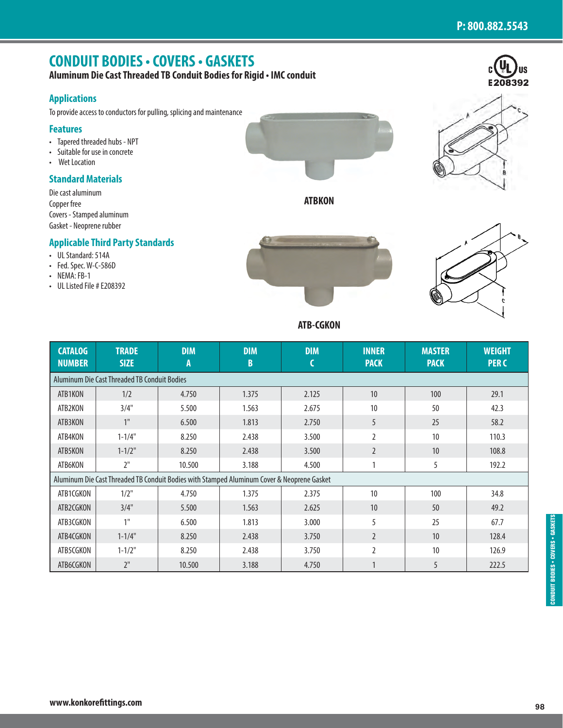# CONDUIT BODIES • COVERS • GASKETS

**Aluminum Die Cast Threaded TB Conduit Bodies for Rigid • IMC conduit**

E208392

## Applications

To provide access to conductors for pulling, splicing and maintenance

## Features

- Tapered threaded hubs - NPT
- Suitable for use in concrete
- Wet Location

## Standard Materials

Die cast aluminum
Copper free
Covers - Stamped aluminum
Gasket - Neoprene rubber

## Applicable Third Party Standards

- UL Standard: 514A
- Fed. Spec. W-C-586D
- NEMA: FB-1
- UL Listed File # E208392

ATBKON

ATB-CGKON

| CATALOG NUMBER | TRADE SIZE | DIM A | DIM B | DIM C | INNER PACK | MASTER PACK | WEIGHT PER C |
|---|---|---|---|---|---|---|---|
| Aluminum Die Cast Threaded TB Conduit Bodies | | | | | | | |
| ATB1KON | 1/2 | 4.750 | 1.375 | 2.125 | 10 | 100 | 29.1 |
| ATB2KON | 3/4" | 5.500 | 1.563 | 2.675 | 10 | 50 | 42.3 |
| ATB3KON | 1" | 6.500 | 1.813 | 2.750 | 5 | 25 | 58.2 |
| ATB4KON | 1-1/4" | 8.250 | 2.438 | 3.500 | 2 | 10 | 110.3 |
| ATB5KON | 1-1/2" | 8.250 | 2.438 | 3.500 | 2 | 10 | 108.8 |
| ATB6KON | 2" | 10.500 | 3.188 | 4.500 | 1 | 5 | 192.2 |
| Aluminum Die Cast Threaded TB Conduit Bodies with Stamped Aluminum Cover & Neoprene Gasket | | | | | | | |
| ATB1CGKON | 1/2" | 4.750 | 1.375 | 2.375 | 10 | 100 | 34.8 |
| ATB2CGKON | 3/4" | 5.500 | 1.563 | 2.625 | 10 | 50 | 49.2 |
| ATB3CGKON | 1" | 6.500 | 1.813 | 3.000 | 5 | 25 | 67.7 |
| ATB4CGKON | 1-1/4" | 8.250 | 2.438 | 3.750 | 2 | 10 | 128.4 |
| ATB5CGKON | 1-1/2" | 8.250 | 2.438 | 3.750 | 2 | 10 | 126.9 |
| ATB6CGKON | 2" | 10.500 | 3.188 | 4.750 | 1 | 5 | 222.5 |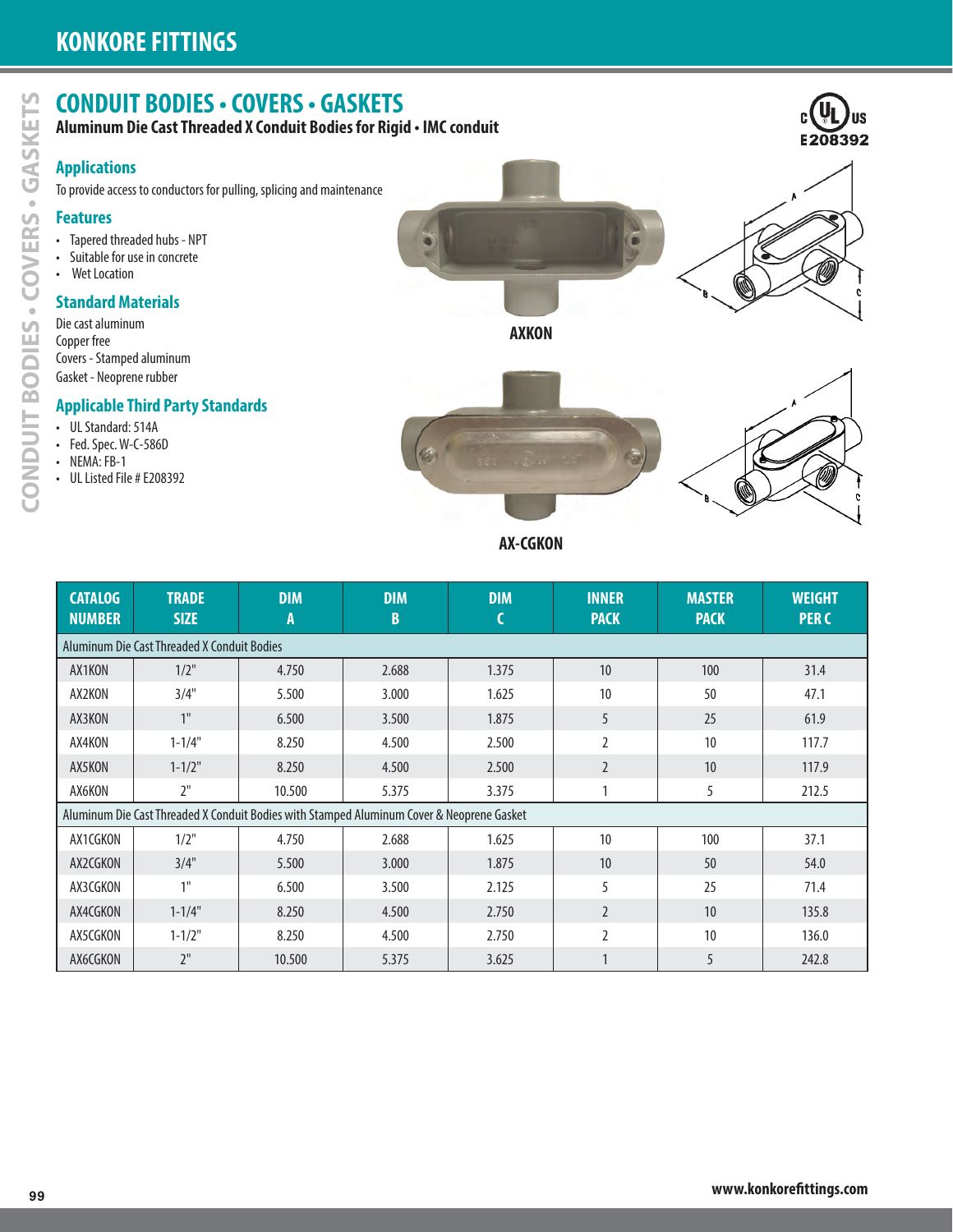# CONDUIT BODIES • COVERS • GASKETS

**Aluminum Die Cast Threaded X Conduit Bodies for Rigid • IMC conduit**

E208392

## Applications

To provide access to conductors for pulling, splicing and maintenance

## Features

- Tapered threaded hubs - NPT
- Suitable for use in concrete
- Wet Location

## Standard Materials

Die cast aluminum
Copper free
Covers - Stamped aluminum
Gasket - Neoprene rubber

## Applicable Third Party Standards

- UL Standard: 514A
- Fed. Spec. W-C-586D
- NEMA: FB-1
- UL Listed File # E208392

AXKON

AX-CGKON

| CATALOG NUMBER | TRADE SIZE | DIM A | DIM B | DIM C | INNER PACK | MASTER PACK | WEIGHT PER C |
|---|---|---|---|---|---|---|---|
| Aluminum Die Cast Threaded X Conduit Bodies | | | | | | | |
| AX1KON | 1/2" | 4.750 | 2.688 | 1.375 | 10 | 100 | 31.4 |
| AX2KON | 3/4" | 5.500 | 3.000 | 1.625 | 10 | 50 | 47.1 |
| AX3KON | 1" | 6.500 | 3.500 | 1.875 | 5 | 25 | 61.9 |
| AX4KON | 1-1/4" | 8.250 | 4.500 | 2.500 | 2 | 10 | 117.7 |
| AX5KON | 1-1/2" | 8.250 | 4.500 | 2.500 | 2 | 10 | 117.9 |
| AX6KON | 2" | 10.500 | 5.375 | 3.375 | 1 | 5 | 212.5 |
| Aluminum Die Cast Threaded X Conduit Bodies with Stamped Aluminum Cover & Neoprene Gasket | | | | | | | |
| AX1CGKON | 1/2" | 4.750 | 2.688 | 1.625 | 10 | 100 | 37.1 |
| AX2CGKON | 3/4" | 5.500 | 3.000 | 1.875 | 10 | 50 | 54.0 |
| AX3CGKON | 1" | 6.500 | 3.500 | 2.125 | 5 | 25 | 71.4 |
| AX4CGKON | 1-1/4" | 8.250 | 4.500 | 2.750 | 2 | 10 | 135.8 |
| AX5CGKON | 1-1/2" | 8.250 | 4.500 | 2.750 | 2 | 10 | 136.0 |
| AX6CGKON | 2" | 10.500 | 5.375 | 3.625 | 1 | 5 | 242.8 |